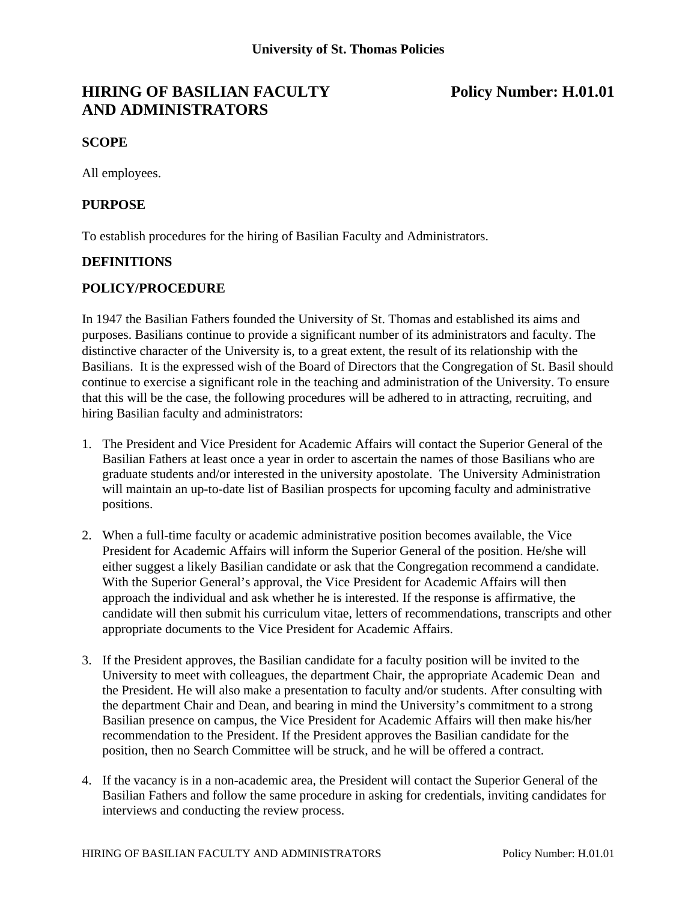**University of St. Thomas Policies**

# HIRING OF BASILIAN FACULTY AND ADMINISTRATORS

**Policy Number: H.01.01**

## SCOPE

All employees.

## PURPOSE

To establish procedures for the hiring of Basilian Faculty and Administrators.

## DEFINITIONS

## POLICY/PROCEDURE

In 1947 the Basilian Fathers founded the University of St. Thomas and established its aims and purposes. Basilians continue to provide a significant number of its administrators and faculty. The distinctive character of the University is, to a great extent, the result of its relationship with the Basilians. It is the expressed wish of the Board of Directors that the Congregation of St. Basil should continue to exercise a significant role in the teaching and administration of the University. To ensure that this will be the case, the following procedures will be adhered to in attracting, recruiting, and hiring Basilian faculty and administrators:

1. The President and Vice President for Academic Affairs will contact the Superior General of the Basilian Fathers at least once a year in order to ascertain the names of those Basilians who are graduate students and/or interested in the university apostolate. The University Administration will maintain an up-to-date list of Basilian prospects for upcoming faculty and administrative positions.

2. When a full-time faculty or academic administrative position becomes available, the Vice President for Academic Affairs will inform the Superior General of the position. He/she will either suggest a likely Basilian candidate or ask that the Congregation recommend a candidate. With the Superior General's approval, the Vice President for Academic Affairs will then approach the individual and ask whether he is interested. If the response is affirmative, the candidate will then submit his curriculum vitae, letters of recommendations, transcripts and other appropriate documents to the Vice President for Academic Affairs.

3. If the President approves, the Basilian candidate for a faculty position will be invited to the University to meet with colleagues, the department Chair, the appropriate Academic Dean and the President. He will also make a presentation to faculty and/or students. After consulting with the department Chair and Dean, and bearing in mind the University's commitment to a strong Basilian presence on campus, the Vice President for Academic Affairs will then make his/her recommendation to the President. If the President approves the Basilian candidate for the position, then no Search Committee will be struck, and he will be offered a contract.

4. If the vacancy is in a non-academic area, the President will contact the Superior General of the Basilian Fathers and follow the same procedure in asking for credentials, inviting candidates for interviews and conducting the review process.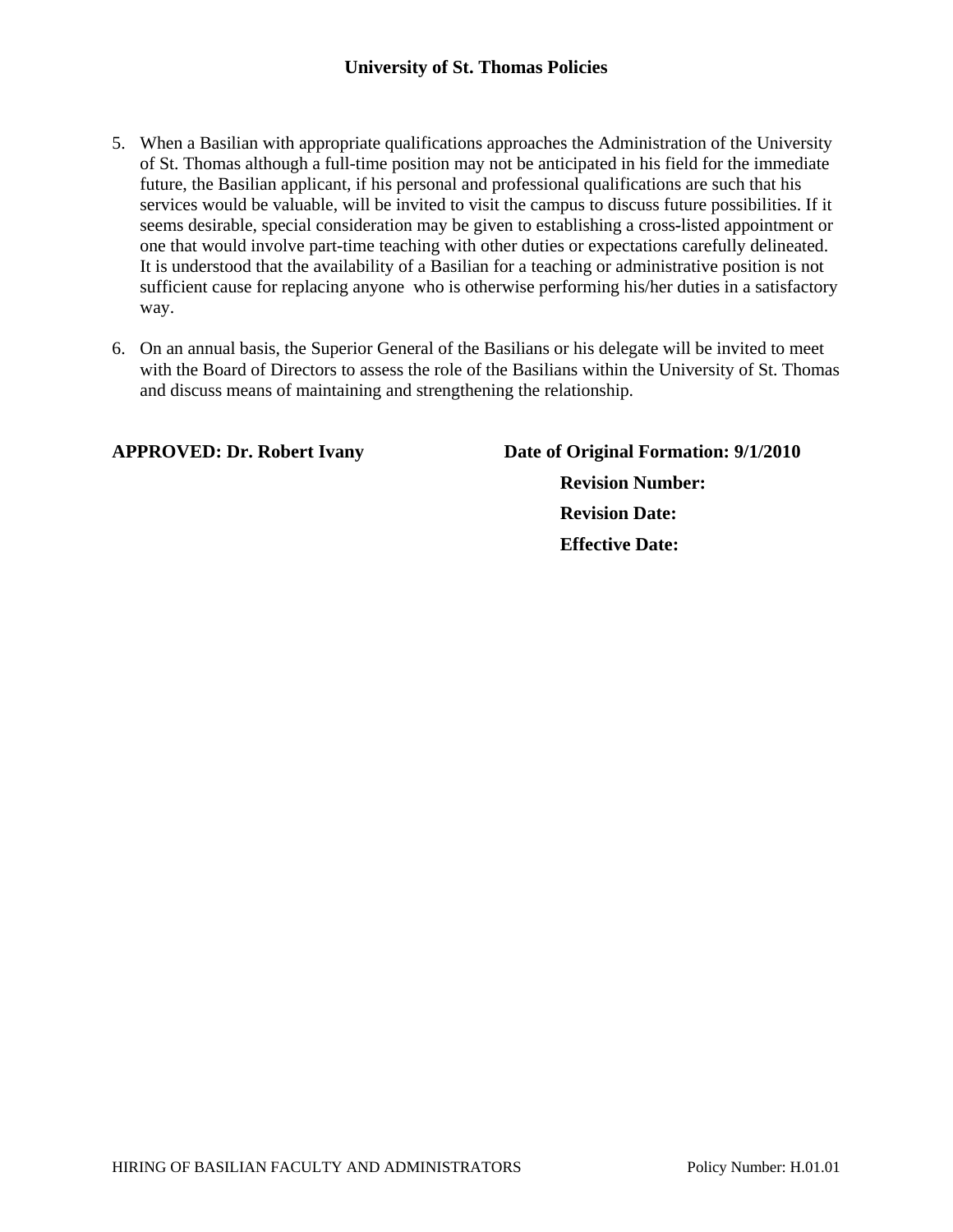5. When a Basilian with appropriate qualifications approaches the Administration of the University of St. Thomas although a full-time position may not be anticipated in his field for the immediate future, the Basilian applicant, if his personal and professional qualifications are such that his services would be valuable, will be invited to visit the campus to discuss future possibilities. If it seems desirable, special consideration may be given to establishing a cross-listed appointment or one that would involve part-time teaching with other duties or expectations carefully delineated. It is understood that the availability of a Basilian for a teaching or administrative position is not sufficient cause for replacing anyone who is otherwise performing his/her duties in a satisfactory way.

6. On an annual basis, the Superior General of the Basilians or his delegate will be invited to meet with the Board of Directors to assess the role of the Basilians within the University of St. Thomas and discuss means of maintaining and strengthening the relationship.

**APPROVED: Dr. Robert Ivany**

**Date of Original Formation: 9/1/2010**

**Revision Number:**

**Revision Date:**

**Effective Date:**